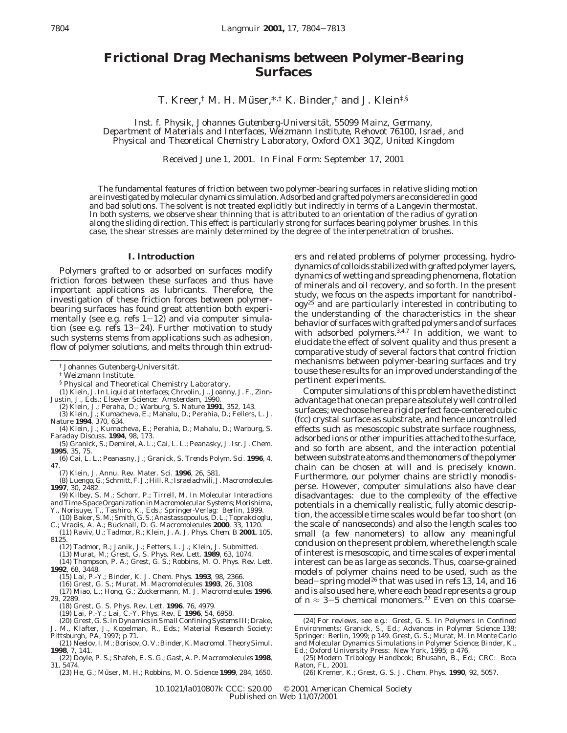# Frictional Drag Mechanisms between Polymer-Bearing Surfaces

T. Kreer,[†] M. H. Müser,*[,†] K. Binder,[†] and J. Klein[‡,§]

*Inst. f. Physik, Johannes Gutenberg-Universität, 55099 Mainz, Germany, Department of Materials and Interfaces, Weizmann Institute, Rehovot 76100, Israel, and Physical and Theoretical Chemistry Laboratory, Oxford OX1 3QZ, United Kingdom*

*Received June 1, 2001. In Final Form: September 17, 2001*

The fundamental features of friction between two polymer-bearing surfaces in relative sliding motion are investigated by molecular dynamics simulation. Adsorbed and grafted polymers are considered in good and bad solutions. The solvent is not treated explicitly but indirectly in terms of a Langevin thermostat. In both systems, we observe shear thinning that is attributed to an orientation of the radius of gyration along the sliding direction. This effect is particularly strong for surfaces bearing polymer brushes. In this case, the shear stresses are mainly determined by the degree of the interpenetration of brushes.

## I. Introduction

Polymers grafted to or adsorbed on surfaces modify friction forces between these surfaces and thus have important applications as lubricants. Therefore, the investigation of these friction forces between polymer-bearing surfaces has found great attention both experimentally (see e.g. refs 1–12) and via computer simulation (see e.g. refs 13–24). Further motivation to study such systems stems from applications such as adhesion, flow of polymer solutions, and melts through thin extruders and related problems of polymer processing, hydrodynamics of colloids stabilized with grafted polymer layers, dynamics of wetting and spreading phenomena, flotation of minerals and oil recovery, and so forth. In the present study, we focus on the aspects important for nanotribology[25] and are particularly interested in contributing to the understanding of the characteristics in the shear behavior of surfaces with grafted polymers and of surfaces with adsorbed polymers.[3,4,7] In addition, we want to elucidate the effect of solvent quality and thus present a comparative study of several factors that control friction mechanisms between polymer-bearing surfaces and try to use these results for an improved understanding of the pertinent experiments.

Computer simulations of this problem have the distinct advantage that one can prepare absolutely well controlled surfaces; we choose here a rigid perfect face-centered cubic (fcc) crystal surface as substrate, and hence uncontrolled effects such as mesoscopic substrate surface roughness, adsorbed ions or other impurities attached to the surface, and so forth are absent, and the interaction potential between substrate atoms and the monomers of the polymer chain can be chosen at will and is precisely known. Furthermore, our polymer chains are strictly monodisperse. However, computer simulations also have clear disadvantages: due to the complexity of the effective potentials in a chemically realistic, fully atomic description, the accessible time scales would be far too short (on the scale of nanoseconds) and also the length scales too small (a few nanometers) to allow any meaningful conclusion on the present problem, where the length scale of interest is mesoscopic, and time scales of experimental interest can be as large as seconds. Thus, coarse-grained models of polymer chains need to be used, such as the bead–spring model[26] that was used in refs 13, 14, and 16 and is also used here, where each bead represents a group of $n \approx 3-5$ chemical monomers.[27] Even on this coarse-

---

† Johannes Gutenberg-Universität.

‡ Weizmann Institute.

§ Physical and Theoretical Chemistry Laboratory.

(1) Klein, J. In *Liquid at Interfaces*; Chrvolin, J., Joanny, J. F., Zinn-Justin, J., Eds.; Elsevier Science: Amsterdam, 1990.

(2) Klein, J.; Peraha, D.; Warburg, S. *Nature* **1991**, *352*, 143.

(3) Klein, J.; Kumacheva, E.; Mahalu, D.; Perahia, D.; Fellers, L. J. *Nature* **1994**, *370*, 634.

(4) Klein, J.; Kumacheva, E.; Perahia, D.; Mahalu, D.; Warburg, S. *Faraday Discuss.* **1994**, *98*, 173.

(5) Granick, S.; Demirel, A. L.; Cai, L. L.; Peanasky, J. *Isr. J. Chem.* **1995**, *35*, 75.

(6) Cai, L. L.; Peanasny, J.; Granick, S. *Trends Polym. Sci.* **1996**, *4*, 47.

(7) Klein, J. *Annu. Rev. Mater. Sci.* **1996**, *26*, 581.

(8) Luengo, G.; Schmitt, F. J.; Hill, R.; Israelachvili, J. *Macromolecules* **1997**, *30*, 2482.

(9) Kilbey, S. M.; Schorr, P.; Tirrell, M. In *Molecular Interactions and Time-Space Organization in Macromolecular Systems*; Morishima, Y., Norisuye, T., Tashiro, K., Eds.; Springer-Verlag: Berlin, 1999.

(10) Baker, S. M.; Smith, G. S.; Anastassopoulus, D. L.; Toprakcioglu, C.; Vradis, A. A.; Bucknall, D. G. *Macromolecules* **2000**, *33*, 1120.

(11) Raviv, U.; Tadmor, R.; Klein, J. *J. Phys. Chem. B* **2001**, *105*, 8125.

(12) Tadmor, R.; Janik, J.; Fetters, L. J.; Klein, J. Submitted.

(13) Murat, M.; Grest, G. S. *Phys. Rev. Lett.* **1989**, *63*, 1074.

(14) Thompson, P. A.; Grest, G. S.; Robbins, M. O. *Phys. Rev. Lett.* **1992**, *68*, 3448.

(15) Lai, P.-Y.; Binder, K. *J. Chem. Phys.* **1993**, *98*, 2366.

(16) Grest, G. S.; Murat, M. *Macromolecules* **1993**, *26*, 3108.

(17) Miao, L.; Hong, G.; Zuckermann, M. J. *Macromolecules* **1996**, *29*, 2289.

(18) Grest, G. S. *Phys. Rev. Lett.* **1996**, *76*, 4979.

(19) Lai, P.-Y.; Lai, C.-Y. *Phys. Rev. E* **1996**, *54*, 6958.

(20) Grest, G. S. In *Dynamics in Small Confining Systems III*; Drake, J. M., Klafter, J., Kopelman, R., Eds.; Material Research Society: Pittsburgh, PA, 1997; p 71.

(21) Neelov, I. M.; Borisov, O. V.; Binder, K. *Macromol. Theory Simul.* **1998**, *7*, 141.

(22) Doyle, P. S.; Shafeh, E. S. G.; Gast, A. P. *Macromolecules* **1998**, *31*, 5474.

(23) He, G.; Müser, M. H.; Robbins, M. O. *Science* **1999**, *284*, 1650.

(24) For reviews, see e.g.: Grest, G. S. In *Polymers in Confined Environments*; Granick, S., Ed.; Advances in Polymer Science 138; Springer: Berlin, 1999; p 149. Grest, G. S.; Murat, M. In *Monte Carlo and Molecular Dynamics Simulations in Polymer Science*; Binder, K., Ed.; Oxford University Press: New York, 1995; p 476.

(25) *Modern Tribology Handbook*; Bhusahn, B., Ed.; CRC: Boca Raton, FL, 2001.

(26) Kremer, K.; Grest, G. S. *J. Chem. Phys.* **1990**, *92*, 5057.

10.1021/la010807k CCC: $20.00 © 2001 American Chemical Society
Published on Web 11/07/2001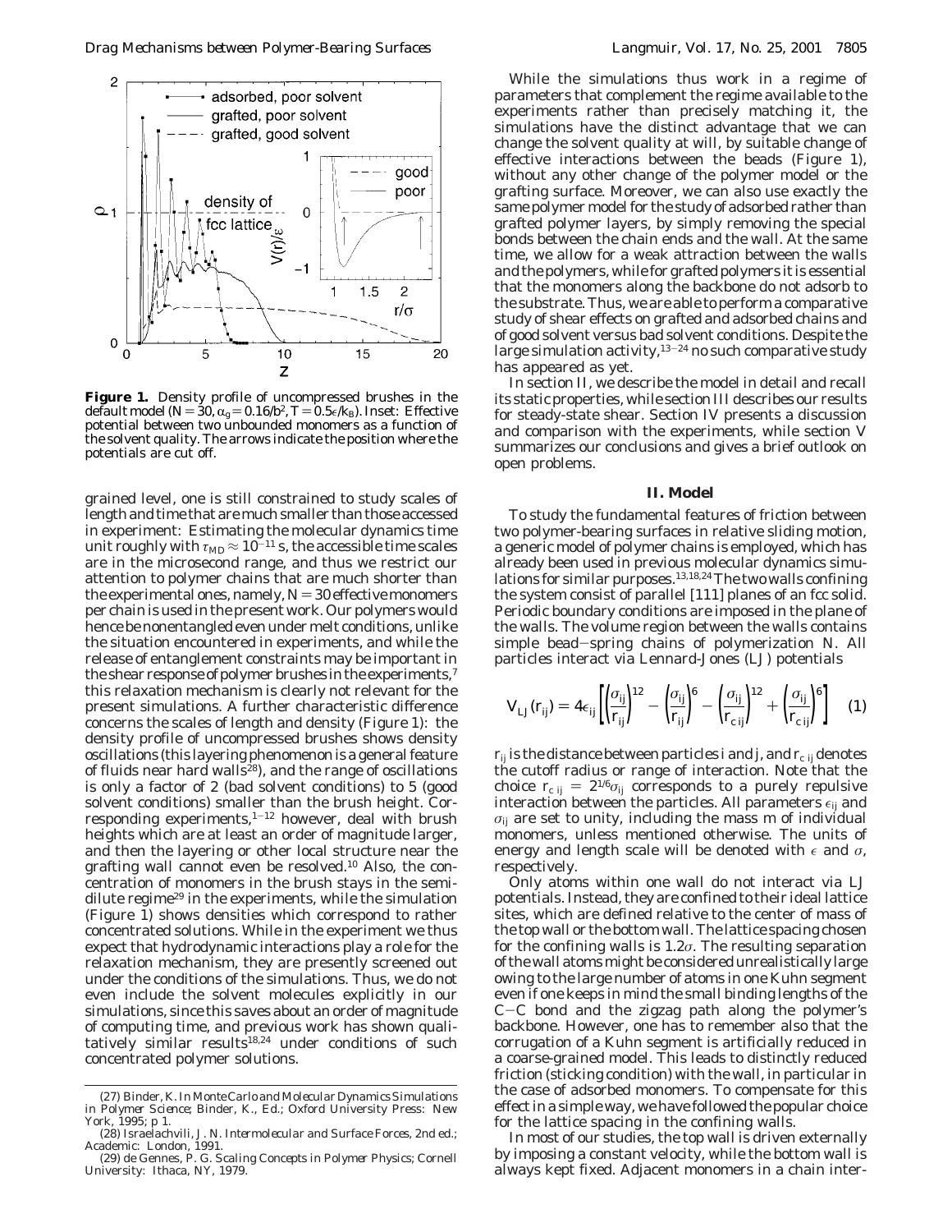**Figure 1.** Density profile of uncompressed brushes in the default model ($N = 30$, $\alpha_g = 0.16/b^2$, $T = 0.5\epsilon/k_B$). Inset: Effective potential between two unbounded monomers as a function of the solvent quality. The arrows indicate the position where the potentials are cut off.

grained level, one is still constrained to study scales of length and time that are much smaller than those accessed in experiment: Estimating the molecular dynamics time unit roughly with $\tau_{MD} \approx 10^{-11}$ s, the accessible time scales are in the microsecond range, and thus we restrict our attention to polymer chains that are much shorter than the experimental ones, namely, $N = 30$ effective monomers per chain is used in the present work. Our polymers would hence be nonentangled even under melt conditions, unlike the situation encountered in experiments, and while the release of entanglement constraints may be important in the shear response of polymer brushes in the experiments,[7] this relaxation mechanism is clearly not relevant for the present simulations. A further characteristic difference concerns the scales of length and density (Figure 1): the density profile of uncompressed brushes shows density oscillations (this layering phenomenon is a general feature of fluids near hard walls[28]), and the range of oscillations is only a factor of 2 (bad solvent conditions) to 5 (good solvent conditions) smaller than the brush height. Corresponding experiments,[1-12] however, deal with brush heights which are at least an order of magnitude larger, and then the layering or other local structure near the grafting wall cannot even be resolved.[10] Also, the concentration of monomers in the brush stays in the semidilute regime[29] in the experiments, while the simulation (Figure 1) shows densities which correspond to rather concentrated solutions. While in the experiment we thus expect that hydrodynamic interactions play a role for the relaxation mechanism, they are presently screened out under the conditions of the simulations. Thus, we do not even include the solvent molecules explicitly in our simulations, since this saves about an order of magnitude of computing time, and previous work has shown qualitatively similar results[18,24] under conditions of such concentrated polymer solutions.

(27) Binder, K. In Monte Carlo and Molecular Dynamics Simulations in Polymer Science; Binder, K., Ed.; Oxford University Press: New York, 1995; p 1.
(28) Israelachvili, J. N. *Intermolecular and Surface Forces*, 2nd ed.; Academic: London, 1991.
(29) de Gennes, P. G. *Scaling Concepts in Polymer Physics*; Cornell University: Ithaca, NY, 1979.

While the simulations thus work in a regime of parameters that complement the regime available to the experiments rather than precisely matching it, the simulations have the distinct advantage that we can change the solvent quality at will, by suitable change of effective interactions between the beads (Figure 1), without any other change of the polymer model or the grafting surface. Moreover, we can also use exactly the same polymer model for the study of adsorbed rather than grafted polymer layers, by simply removing the special bonds between the chain ends and the wall. At the same time, we allow for a weak attraction between the walls and the polymers, while for grafted polymers it is essential that the monomers along the backbone do not adsorb to the substrate. Thus, we are able to perform a comparative study of shear effects on grafted and adsorbed chains and of good solvent versus bad solvent conditions. Despite the large simulation activity,[13-24] no such comparative study has appeared as yet.

In section II, we describe the model in detail and recall its static properties, while section III describes our results for steady-state shear. Section IV presents a discussion and comparison with the experiments, while section V summarizes our conclusions and gives a brief outlook on open problems.

## II. Model

To study the fundamental features of friction between two polymer-bearing surfaces in relative sliding motion, a generic model of polymer chains is employed, which has already been used in previous molecular dynamics simulations for similar purposes.[13,18,24] The two walls confining the system consist of parallel [111] planes of an fcc solid. Periodic boundary conditions are imposed in the plane of the walls. The volume region between the walls contains simple bead-spring chains of polymerization $N$. All particles interact via Lennard-Jones (LJ) potentials

$$V_{LJ}(r_{ij}) = 4\epsilon_{ij}\left[\left(\frac{\sigma_{ij}}{r_{ij}}\right)^{12} - \left(\frac{\sigma_{ij}}{r_{ij}}\right)^{6} - \left(\frac{\sigma_{ij}}{r_{c\,ij}}\right)^{12} + \left(\frac{\sigma_{ij}}{r_{c\,ij}}\right)^{6}\right] \quad (1)$$

$r_{ij}$ is the distance between particles $i$ and $j$, and $r_{c\,ij}$ denotes the cutoff radius or range of interaction. Note that the choice $r_{c\,ij} = 2^{1/6}\sigma_{ij}$ corresponds to a purely repulsive interaction between the particles. All parameters $\epsilon_{ij}$ and $\sigma_{ij}$ are set to unity, including the mass $m$ of individual monomers, unless mentioned otherwise. The units of energy and length scale will be denoted with $\epsilon$ and $\sigma$, respectively.

Only atoms within one wall do not interact via LJ potentials. Instead, they are confined to their ideal lattice sites, which are defined relative to the center of mass of the top wall or the bottom wall. The lattice spacing chosen for the confining walls is $1.2\sigma$. The resulting separation of the wall atoms might be considered unrealistically large owing to the large number of atoms in one Kuhn segment even if one keeps in mind the small binding lengths of the C-C bond and the zigzag path along the polymer's backbone. However, one has to remember also that the corrugation of a Kuhn segment is artificially reduced in a coarse-grained model. This leads to distinctly reduced friction (sticking condition) with the wall, in particular in the case of adsorbed monomers. To compensate for this effect in a simple way, we have followed the popular choice for the lattice spacing in the confining walls.

In most of our studies, the top wall is driven externally by imposing a constant velocity, while the bottom wall is always kept fixed. Adjacent monomers in a chain inter-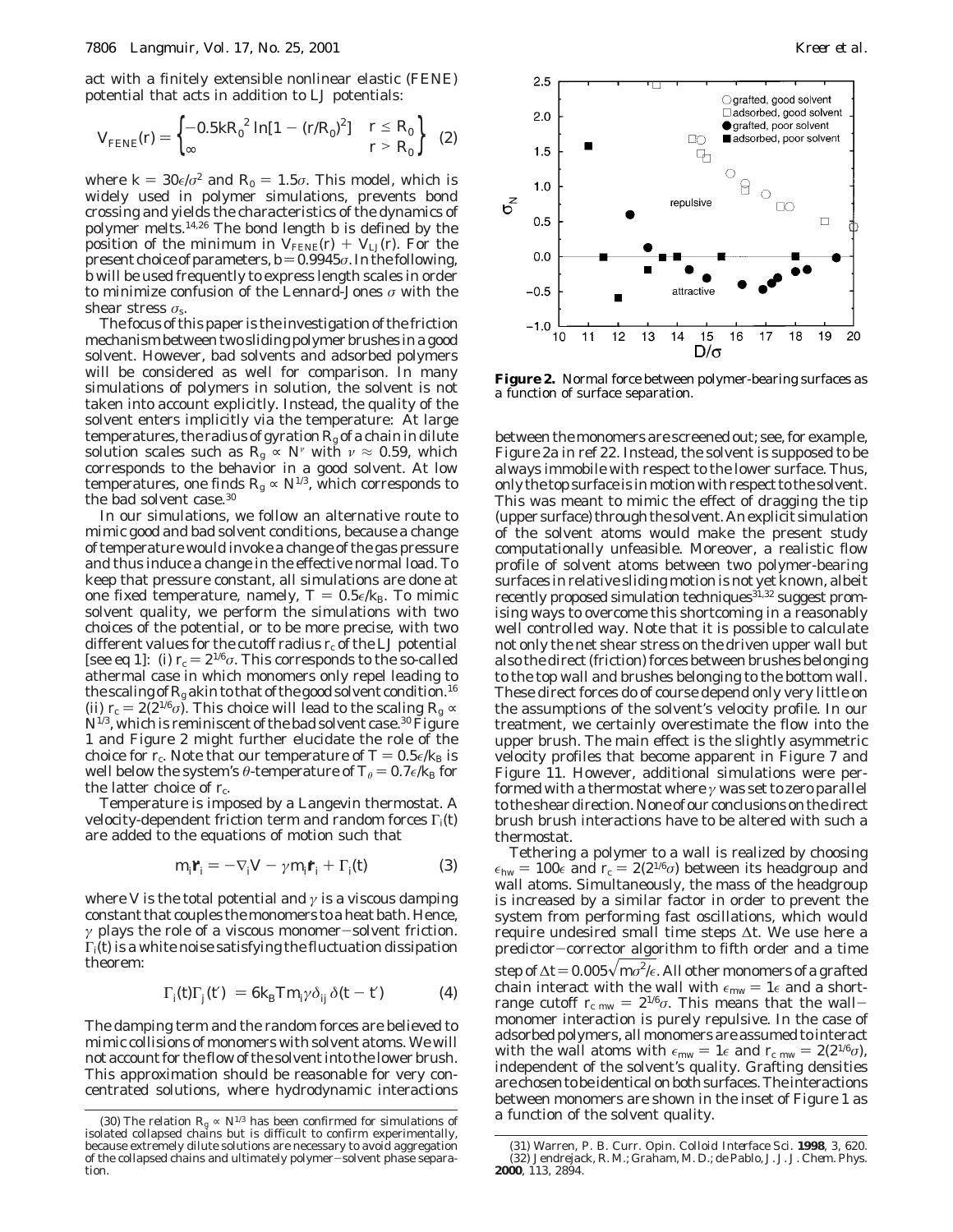act with a finitely extensible nonlinear elastic (FENE) potential that acts in addition to LJ potentials:

$$V_{FENE}(r) = \begin{cases} -0.5kR_0^2 \ln[1 - (r/R_0)^2] & r \le R_0 \\ \infty & r > R_0 \end{cases} \quad (2)$$

where $k = 30\epsilon/\sigma^2$ and $R_0 = 1.5\sigma$. This model, which is widely used in polymer simulations, prevents bond crossing and yields the characteristics of the dynamics of polymer melts.[14,26] The bond length $b$ is defined by the position of the minimum in $V_{FENE}(r) + V_{LJ}(r)$. For the present choice of parameters, $b = 0.9945\sigma$. In the following, $b$ will be used frequently to express length scales in order to minimize confusion of the Lennard-Jones $\sigma$ with the shear stress $\sigma_s$.

The focus of this paper is the investigation of the friction mechanism between two sliding polymer brushes in a good solvent. However, bad solvents and adsorbed polymers will be considered as well for comparison. In many simulations of polymers in solution, the solvent is not taken into account explicitly. Instead, the quality of the solvent enters implicitly via the temperature: At large temperatures, the radius of gyration $R_g$ of a chain in dilute solution scales such as $R_g \propto N^\nu$ with $\nu \approx 0.59$, which corresponds to the behavior in a good solvent. At low temperatures, one finds $R_g \propto N^{1/3}$, which corresponds to the bad solvent case.[30]

In our simulations, we follow an alternative route to mimic good and bad solvent conditions, because a change of temperature would invoke a change of the gas pressure and thus induce a change in the effective normal load. To keep that pressure constant, all simulations are done at one fixed temperature, namely, $T = 0.5\epsilon/k_B$. To mimic solvent quality, we perform the simulations with two choices of the potential, or to be more precise, with two different values for the cutoff radius $r_c$ of the LJ potential [see eq 1]: (i) $r_c = 2^{1/6}\sigma$. This corresponds to the so-called athermal case in which monomers only repel leading to the scaling of $R_g$ akin to that of the good solvent condition.[16] (ii) $r_c = 2(2^{1/6}\sigma)$. This choice will lead to the scaling $R_g \propto N^{1/3}$, which is reminiscent of the bad solvent case.[30] Figure 1 and Figure 2 might further elucidate the role of the choice for $r_c$. Note that our temperature of $T = 0.5\epsilon/k_B$ is well below the system's $\theta$-temperature of $T_\theta = 0.7\epsilon/k_B$ for the latter choice of $r_c$.

Temperature is imposed by a Langevin thermostat. A velocity-dependent friction term and random forces $\Gamma_i(t)$ are added to the equations of motion such that

$$m_i\ddot{\mathbf{r}}_i = -\nabla_i V - \gamma m_i \dot{\mathbf{r}}_i + \Gamma_i(t) \quad (3)$$

where $V$ is the total potential and $\gamma$ is a viscous damping constant that couples the monomers to a heat bath. Hence, $\gamma$ plays the role of a viscous monomer–solvent friction. $\Gamma_i(t)$ is a white noise satisfying the fluctuation dissipation theorem:

$$\langle \Gamma_i(t)\Gamma_j(t')\rangle = 6k_BTm_i\gamma\delta_{ij}\delta(t - t') \quad (4)$$

The damping term and the random forces are believed to mimic collisions of monomers with solvent atoms. We will not account for the flow of the solvent into the lower brush. This approximation should be reasonable for very concentrated solutions, where hydrodynamic interactions between the monomers are screened out; see, for example, Figure 2a in ref 22. Instead, the solvent is supposed to be always immobile with respect to the lower surface. Thus, only the top surface is in motion with respect to the solvent. This was meant to mimic the effect of dragging the tip (upper surface) through the solvent. An explicit simulation of the solvent atoms would make the present study computationally unfeasible. Moreover, a realistic flow profile of solvent atoms between two polymer-bearing surfaces in relative sliding motion is not yet known, albeit recently proposed simulation techniques[31,32] suggest promising ways to overcome this shortcoming in a reasonably well controlled way. Note that it is possible to calculate not only the net shear stress on the driven upper wall but also the direct (friction) forces between brushes belonging to the top wall and brushes belonging to the bottom wall. These direct forces do of course depend only very little on the assumptions of the solvent's velocity profile. In our treatment, we certainly overestimate the flow into the upper brush. The main effect is the slightly asymmetric velocity profiles that become apparent in Figure 7 and Figure 11. However, additional simulations were performed with a thermostat where $\gamma$ was set to zero parallel to the shear direction. None of our conclusions on the direct brush brush interactions have to be altered with such a thermostat.

Tethering a polymer to a wall is realized by choosing $\epsilon_{hw} = 100\epsilon$ and $r_c = 2(2^{1/6}\sigma)$ between its headgroup and wall atoms. Simultaneously, the mass of the headgroup is increased by a similar factor in order to prevent the system from performing fast oscillations, which would require undesired small time steps $\Delta t$. We use here a predictor–corrector algorithm to fifth order and a time step of $\Delta t = 0.005\sqrt{m\sigma^2/\epsilon}$. All other monomers of a grafted chain interact with the wall with $\epsilon_{mw} = 1\epsilon$ and a short-range cutoff $r_{c\,mw} = 2^{1/6}\sigma$. This means that the wall–monomer interaction is purely repulsive. In the case of adsorbed polymers, all monomers are assumed to interact with the wall atoms with $\epsilon_{mw} = 1\epsilon$ and $r_{c\,mw} = 2(2^{1/6}\sigma)$, independent of the solvent's quality. Grafting densities are chosen to be identical on both surfaces. The interactions between monomers are shown in the inset of Figure 1 as a function of the solvent quality.

**Figure 2.** Normal force between polymer-bearing surfaces as a function of surface separation.

(30) The relation $R_g \propto N^{1/3}$ has been confirmed for simulations of isolated collapsed chains but is difficult to confirm experimentally, because extremely dilute solutions are necessary to avoid aggregation of the collapsed chains and ultimately polymer–solvent phase separation.

(31) Warren, P. B. *Curr. Opin. Colloid Interface Sci.* **1998**, 3, 620.
(32) Jendrejack, R. M.; Graham, M. D.; de Pablo, J. J. *J. Chem. Phys.* **2000**, 113, 2894.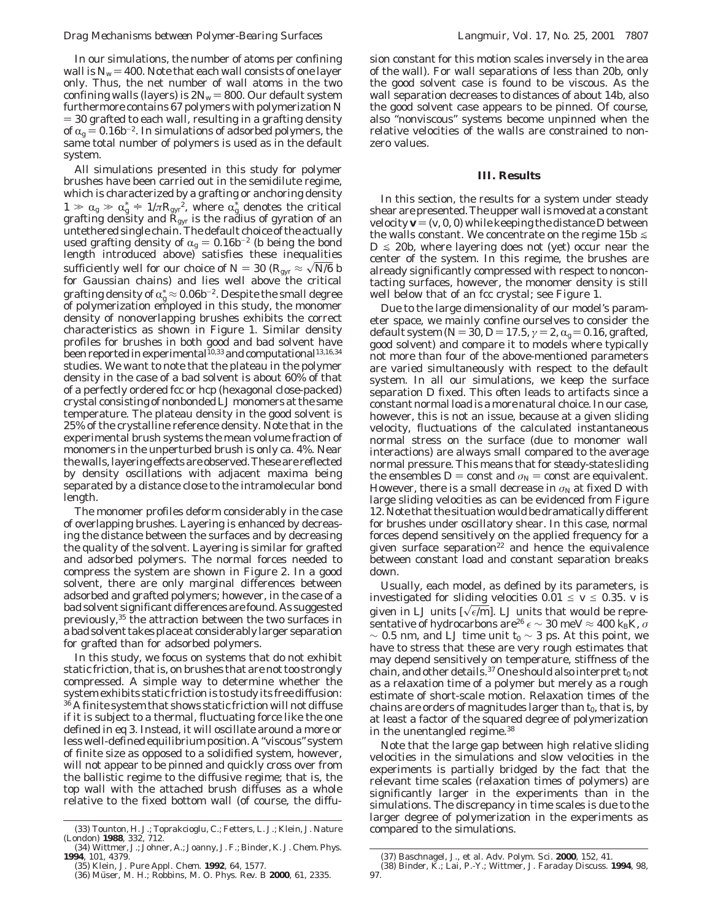In our simulations, the number of atoms per confining wall is $N_w = 400$. Note that each wall consists of one layer only. Thus, the net number of wall atoms in the two confining walls (layers) is $2N_w = 800$. Our default system furthermore contains 67 polymers with polymerization $N = 30$ grafted to each wall, resulting in a grafting density of $\alpha_g = 0.16b^{-2}$. In simulations of adsorbed polymers, the same total number of polymers is used as in the default system.

All simulations presented in this study for polymer brushes have been carried out in the semidilute regime, which is characterized by a grafting or anchoring density $1 \gg \alpha_g \gg \alpha_g^* \doteq 1/\pi R_{gyr}^2$, where $\alpha_g^*$ denotes the critical grafting density and $R_{gyr}$ is the radius of gyration of an untethered single chain. The default choice of the actually used grafting density of $\alpha_g = 0.16b^{-2}$ ($b$ being the bond length introduced above) satisfies these inequalities sufficiently well for our choice of $N = 30$ ($R_{gyr} \approx \sqrt{N/6}\, b$ for Gaussian chains) and lies well above the critical grafting density of $\alpha_g^* \approx 0.06b^{-2}$. Despite the small degree of polymerization employed in this study, the monomer density of nonoverlapping brushes exhibits the correct characteristics as shown in Figure 1. Similar density profiles for brushes in both good and bad solvent have been reported in experimental[10,33] and computational[13,16,34] studies. We want to note that the plateau in the polymer density in the case of a bad solvent is about 60% of that of a perfectly ordered fcc or hcp (hexagonal close-packed) crystal consisting of nonbonded LJ monomers at the same temperature. The plateau density in the good solvent is 25% of the crystalline reference density. Note that in the experimental brush systems the mean volume fraction of monomers in the unperturbed brush is only ca. 4%. Near the walls, layering effects are observed. These are reflected by density oscillations with adjacent maxima being separated by a distance close to the intramolecular bond length.

The monomer profiles deform considerably in the case of overlapping brushes. Layering is enhanced by decreasing the distance between the surfaces and by decreasing the quality of the solvent. Layering is similar for grafted and adsorbed polymers. The normal forces needed to compress the system are shown in Figure 2. In a good solvent, there are only marginal differences between adsorbed and grafted polymers; however, in the case of a bad solvent significant differences are found. As suggested previously,[35] the attraction between the two surfaces in a bad solvent takes place at considerably larger separation for grafted than for adsorbed polymers.

In this study, we focus on systems that do not exhibit static friction, that is, on brushes that are not too strongly compressed. A simple way to determine whether the system exhibits static friction is to study its free diffusion:[36] A finite system that shows static friction will not diffuse if it is subject to a thermal, fluctuating force like the one defined in eq 3. Instead, it will oscillate around a more or less well-defined equilibrium position. A "viscous" system of finite size as opposed to a solidified system, however, will not appear to be pinned and quickly cross over from the ballistic regime to the diffusive regime; that is, the top wall with the attached brush diffuses as a whole relative to the fixed bottom wall (of course, the diffusion constant for this motion scales inversely in the area of the wall). For wall separations of less than $20b$, only the good solvent case is found to be viscous. As the wall separation decreases to distances of about $14b$, also the good solvent case appears to be pinned. Of course, also "nonviscous" systems become unpinned when the relative velocities of the walls are constrained to nonzero values.

## III. Results

In this section, the results for a system under steady shear are presented. The upper wall is moved at a constant velocity $\mathbf{v} = (v, 0, 0)$ while keeping the distance $D$ between the walls constant. We concentrate on the regime $15b \lesssim D \lesssim 20b$, where layering does not (yet) occur near the center of the system. In this regime, the brushes are already significantly compressed with respect to noncontacting surfaces, however, the monomer density is still well below that of an fcc crystal; see Figure 1.

Due to the large dimensionality of our model's parameter space, we mainly confine ourselves to consider the default system ($N = 30$, $D = 17.5$, $\gamma = 2$, $\alpha_g = 0.16$, grafted, good solvent) and compare it to models where typically not more than four of the above-mentioned parameters are varied simultaneously with respect to the default system. In all our simulations, we keep the surface separation $D$ fixed. This often leads to artifacts since a constant normal load is a more natural choice. In our case, however, this is not an issue, because at a given sliding velocity, fluctuations of the calculated instantaneous normal stress on the surface (due to monomer wall interactions) are always small compared to the average normal pressure. This means that for steady-state sliding the ensembles $D$ = const and $\sigma_N$ = const are equivalent. However, there is a small decrease in $\sigma_N$ at fixed $D$ with large sliding velocities as can be evidenced from Figure 12. Note that the situation would be dramatically different for brushes under oscillatory shear. In this case, normal forces depend sensitively on the applied frequency for a given surface separation[22] and hence the equivalence between constant load and constant separation breaks down.

Usually, each model, as defined by its parameters, is investigated for sliding velocities $0.01 \leq v \leq 0.35$. $v$ is given in LJ units $[\sqrt{\epsilon/m}]$. LJ units that would be representative of hydrocarbons are[26] $\epsilon \sim 30$ meV $\approx 400\ k_BK$, $\sigma \sim 0.5$ nm, and LJ time unit $t_0 \sim 3$ ps. At this point, we have to stress that these are very rough estimates that may depend sensitively on temperature, stiffness of the chain, and other details.[37] One should also interpret $t_0$ not as a relaxation time of a polymer but merely as a rough estimate of short-scale motion. Relaxation times of the chains are orders of magnitudes larger than $t_0$, that is, by at least a factor of the squared degree of polymerization in the unentangled regime.[38]

Note that the large gap between high relative sliding velocities in the simulations and slow velocities in the experiments is partially bridged by the fact that the relevant time scales (relaxation times of polymers) are significantly larger in the experiments than in the simulations. The discrepancy in time scales is due to the larger degree of polymerization in the experiments as compared to the simulations.

(33) Tounton, H. J.; Toprakcioglu, C.; Fetters, L. J.; Klein, J. *Nature (London)* **1988**, 332, 712.
(34) Wittmer, J.; Johner, A.; Joanny, J. F.; Binder, K. *J. Chem. Phys.* **1994**, 101, 4379.
(35) Klein, J. *Pure Appl. Chem.* **1992**, 64, 1577.
(36) Müser, M. H.; Robbins, M. O. *Phys. Rev. B* **2000**, 61, 2335.
(37) Baschnagel, J., et al. *Adv. Polym. Sci.* **2000**, 152, 41.
(38) Binder, K.; Lai, P.-Y.; Wittmer, J. *Faraday Discuss.* **1994**, 98, 97.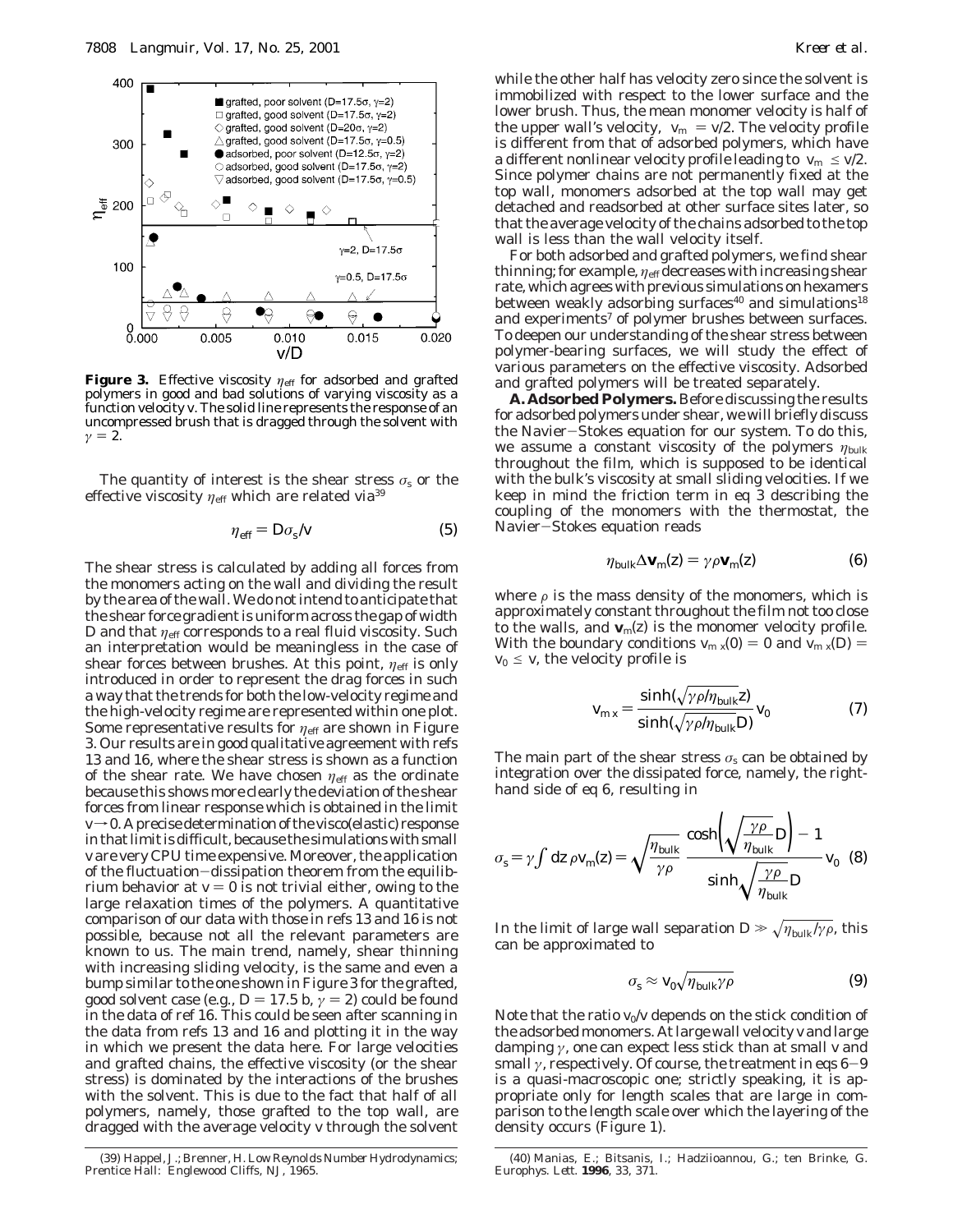**Figure 3.** Effective viscosity $\eta_{eff}$ for adsorbed and grafted polymers in good and bad solutions of varying viscosity as a function velocity $v$. The solid line represents the response of an uncompressed brush that is dragged through the solvent with $\gamma = 2$.

The quantity of interest is the shear stress $\sigma_s$ or the effective viscosity $\eta_{eff}$ which are related via[39]

$$\eta_{eff} = D\sigma_s/v \tag{5}$$

The shear stress is calculated by adding all forces from the monomers acting on the wall and dividing the result by the area of the wall. We do not intend to anticipate that the shear force gradient is uniform across the gap of width $D$ and that $\eta_{eff}$ corresponds to a real fluid viscosity. Such an interpretation would be meaningless in the case of shear forces between brushes. At this point, $\eta_{eff}$ is only introduced in order to represent the drag forces in such a way that the trends for both the low-velocity regime and the high-velocity regime are represented within one plot. Some representative results for $\eta_{eff}$ are shown in Figure 3. Our results are in good qualitative agreement with refs 13 and 16, where the shear stress is shown as a function of the shear rate. We have chosen $\eta_{eff}$ as the ordinate because this shows more clearly the deviation of the shear forces from linear response which is obtained in the limit $v \rightarrow 0$. A precise determination of the visco(elastic) response in that limit is difficult, because the simulations with small $v$ are very CPU time expensive. Moreover, the application of the fluctuation–dissipation theorem from the equilibrium behavior at $v = 0$ is not trivial either, owing to the large relaxation times of the polymers. A quantitative comparison of our data with those in refs 13 and 16 is not possible, because not all the relevant parameters are known to us. The main trend, namely, shear thinning with increasing sliding velocity, is the same and even a bump similar to the one shown in Figure 3 for the grafted, good solvent case (e.g., $D = 17.5$ b, $\gamma = 2$) could be found in the data of ref 16. This could be seen after scanning in the data from refs 13 and 16 and plotting it in the way in which we present the data here. For large velocities and grafted chains, the effective viscosity (or the shear stress) is dominated by the interactions of the brushes with the solvent. This is due to the fact that half of all polymers, namely, those grafted to the top wall, are dragged with the average velocity $v$ through the solvent while the other half has velocity zero since the solvent is immobilized with respect to the lower surface and the lower brush. Thus, the mean monomer velocity is half of the upper wall's velocity, $v_m = v/2$. The velocity profile is different from that of adsorbed polymers, which have a different nonlinear velocity profile leading to $v_m \leq v/2$. Since polymer chains are not permanently fixed at the top wall, monomers adsorbed at the top wall may get detached and readsorbed at other surface sites later, so that the average velocity of the chains adsorbed to the top wall is less than the wall velocity itself.

For both adsorbed and grafted polymers, we find shear thinning; for example, $\eta_{eff}$ decreases with increasing shear rate, which agrees with previous simulations on hexamers between weakly adsorbing surfaces[40] and simulations[18] and experiments[7] of polymer brushes between surfaces. To deepen our understanding of the shear stress between polymer-bearing surfaces, we will study the effect of various parameters on the effective viscosity. Adsorbed and grafted polymers will be treated separately.

**A. Adsorbed Polymers.** Before discussing the results for adsorbed polymers under shear, we will briefly discuss the Navier–Stokes equation for our system. To do this, we assume a constant viscosity of the polymers $\eta_{bulk}$ throughout the film, which is supposed to be identical with the bulk's viscosity at small sliding velocities. If we keep in mind the friction term in eq 3 describing the coupling of the monomers with the thermostat, the Navier–Stokes equation reads

$$\eta_{bulk}\Delta \mathbf{v}_m(z) = \gamma\rho\mathbf{v}_m(z) \tag{6}$$

where $\rho$ is the mass density of the monomers, which is approximately constant throughout the film not too close to the walls, and $\mathbf{v}_m(z)$ is the monomer velocity profile. With the boundary conditions $v_{m\,x}(0) = 0$ and $v_{m\,x}(D) = v_0 \leq v$, the velocity profile is

$$v_{m\,x} = \frac{\sinh(\sqrt{\gamma\rho/\eta_{bulk}}\,z)}{\sinh(\sqrt{\gamma\rho/\eta_{bulk}}\,D)}\,v_0 \tag{7}$$

The main part of the shear stress $\sigma_s$ can be obtained by integration over the dissipated force, namely, the right-hand side of eq 6, resulting in

$$\sigma_s = \gamma\int dz\,\rho v_m(z) = \sqrt{\frac{\eta_{bulk}}{\gamma\rho}}\,\frac{\cosh\left(\sqrt{\frac{\gamma\rho}{\eta_{bulk}}}D\right) - 1}{\sinh\sqrt{\frac{\gamma\rho}{\eta_{bulk}}}D}\,v_0 \tag{8}$$

In the limit of large wall separation $D \gg \sqrt{\eta_{bulk}/\gamma\rho}$, this can be approximated to

$$\sigma_s \approx v_0\sqrt{\eta_{bulk}\gamma\rho} \tag{9}$$

Note that the ratio $v_0/v$ depends on the stick condition of the adsorbed monomers. At large wall velocity $v$ and large damping $\gamma$, one can expect less stick than at small $v$ and small $\gamma$, respectively. Of course, the treatment in eqs 6–9 is a quasi-macroscopic one; strictly speaking, it is appropriate only for length scales that are large in comparison to the length scale over which the layering of the density occurs (Figure 1).

(39) Happel, J.; Brenner, H. Low Reynolds Number Hydrodynamics; Prentice Hall: Englewood Cliffs, NJ, 1965.

(40) Manias, E.; Bitsanis, I.; Hadziioannou, G.; ten Brinke, G. *Europhys. Lett.* **1996**, 33, 371.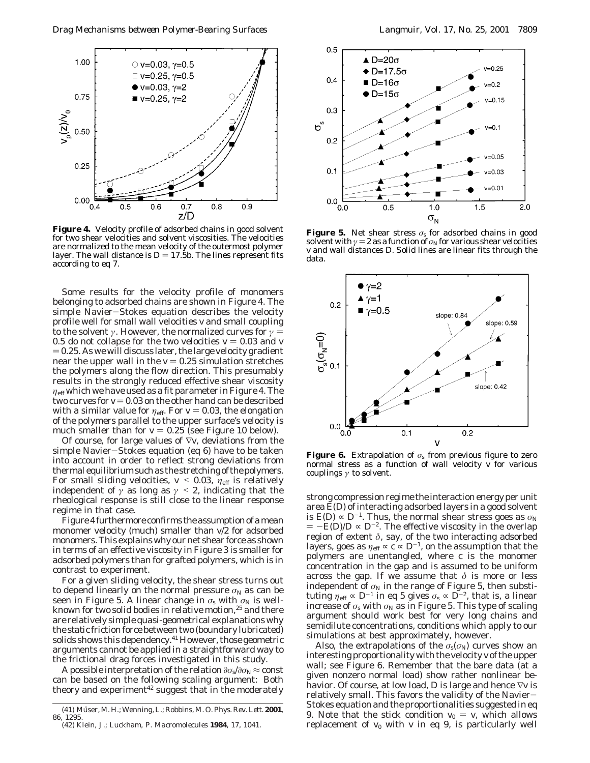**Figure 4.** Velocity profile of adsorbed chains in good solvent for two shear velocities and solvent viscosities. The velocities are normalized to the mean velocity of the outermost polymer layer. The wall distance is $D = 17.5b$. The lines represent fits according to eq 7.

Some results for the velocity profile of monomers belonging to adsorbed chains are shown in Figure 4. The simple Navier–Stokes equation describes the velocity profile well for small wall velocities $v$ and small coupling to the solvent $\gamma$. However, the normalized curves for $\gamma = 0.5$ do not collapse for the two velocities $v = 0.03$ and $v = 0.25$. As we will discuss later, the large velocity gradient near the upper wall in the $v = 0.25$ simulation stretches the polymers along the flow direction. This presumably results in the strongly reduced effective shear viscosity $\eta_{eff}$ which we have used as a fit parameter in Figure 4. The two curves for $v = 0.03$ on the other hand can be described with a similar value for $\eta_{eff}$. For $v = 0.03$, the elongation of the polymers parallel to the upper surface's velocity is much smaller than for $v = 0.25$ (see Figure 10 below).

Of course, for large values of $\nabla v$, deviations from the simple Navier–Stokes equation (eq 6) have to be taken into account in order to reflect strong deviations from thermal equilibrium such as the stretching of the polymers. For small sliding velocities, $v < 0.03$, $\eta_{eff}$ is relatively independent of $\gamma$ as long as $\gamma < 2$, indicating that the rheological response is still close to the linear response regime in that case.

Figure 4 furthermore confirms the assumption of a mean monomer velocity (much) smaller than $v/2$ for adsorbed monomers. This explains why our net shear force as shown in terms of an effective viscosity in Figure 3 is smaller for adsorbed polymers than for grafted polymers, which is in contrast to experiment.

For a given sliding velocity, the shear stress turns out to depend linearly on the normal pressure $\sigma_N$ as can be seen in Figure 5. A linear change in $\sigma_s$ with $\sigma_N$ is well-known for two solid bodies in relative motion,[25] and there are relatively simple quasi-geometrical explanations why the static friction force between two (boundary lubricated) solids shows this dependency.[41] However, those geometric arguments cannot be applied in a straightforward way to the frictional drag forces investigated in this study.

A possible interpretation of the relation $\partial\sigma_s/\partial\sigma_N \approx$ const can be based on the following scaling argument: Both theory and experiment[42] suggest that in the moderately strong compression regime the interaction energy per unit area $E(D)$ of interacting adsorbed layers in a good solvent is $E(D) \propto D^{-1}$. Thus, the normal shear stress goes as $\sigma_N = -E(D)/D \propto D^{-2}$. The effective viscosity in the overlap region of extent $\delta$, say, of the two interacting adsorbed layers, goes as $\eta_{eff} \propto c \propto D^{-1}$, on the assumption that the polymers are unentangled, where $c$ is the monomer concentration in the gap and is assumed to be uniform across the gap. If we assume that $\delta$ is more or less independent of $\sigma_N$ in the range of Figure 5, then substituting $\eta_{eff} \propto D^{-1}$ in eq 5 gives $\sigma_s \propto D^{-2}$, that is, a linear increase of $\sigma_s$ with $\sigma_N$ as in Figure 5. This type of scaling argument should work best for very long chains and semidilute concentrations, conditions which apply to our simulations at best approximately, however.

Also, the extrapolations of the $\sigma_s(\sigma_N)$ curves show an interesting proportionality with the velocity $v$ of the upper wall; see Figure 6. Remember that the bare data (at a given nonzero normal load) show rather nonlinear behavior. Of course, at low load, $D$ is large and hence $\nabla v$ is relatively small. This favors the validity of the Navier–Stokes equation and the proportionalities suggested in eq 9. Note that the stick condition $v_0 = v$, which allows replacement of $v_0$ with $v$ in eq 9, is particularly well

**Figure 5.** Net shear stress $\sigma_s$ for adsorbed chains in good solvent with $\gamma = 2$ as a function of $\sigma_N$ for various shear velocities $v$ and wall distances $D$. Solid lines are linear fits through the data.

**Figure 6.** Extrapolation of $\sigma_s$ from previous figure to zero normal stress as a function of wall velocity $v$ for various couplings $\gamma$ to solvent.

(41) Müser, M. H.; Wenning, L.; Robbins, M. O. *Phys. Rev. Lett.* **2001**, 86, 1295.
(42) Klein, J.; Luckham, P. *Macromolecules* **1984**, 17, 1041.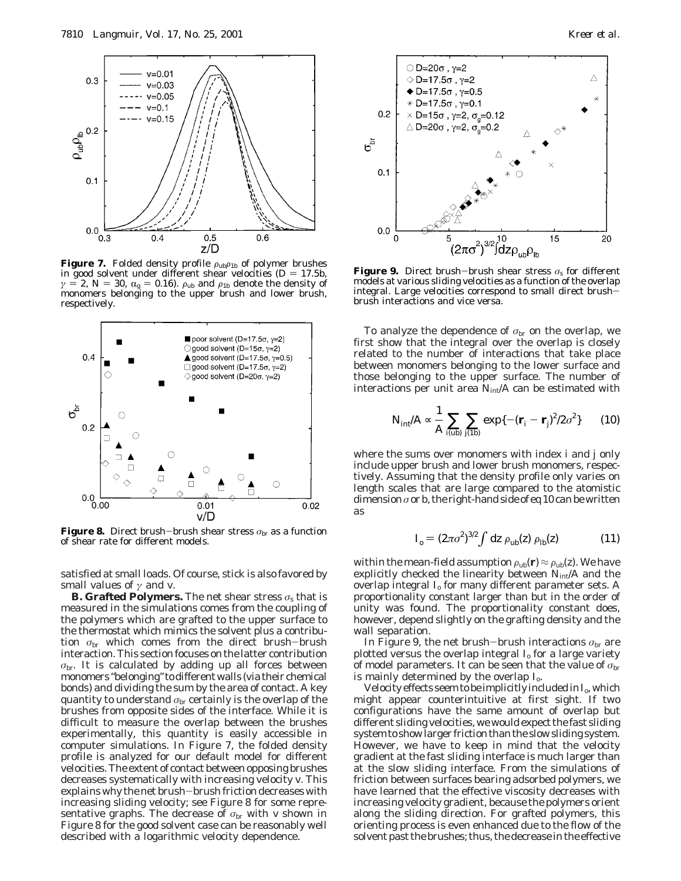**Figure 7.** Folded density profile $\rho_{ub}\rho_{1b}$ of polymer brushes in good solvent under different shear velocities ($D = 17.5b$, $\gamma = 2$, $N = 30$, $\alpha_g = 0.16$). $\rho_{ub}$ and $\rho_{1b}$ denote the density of monomers belonging to the upper brush and lower brush, respectively.

**Figure 8.** Direct brush–brush shear stress $\sigma_{br}$ as a function of shear rate for different models.

satisfied at small loads. Of course, stick is also favored by small values of $\gamma$ and $v$.

**B. Grafted Polymers.** The net shear stress $\sigma_s$ that is measured in the simulations comes from the coupling of the polymers which are grafted to the upper surface to the thermostat which mimics the solvent plus a contribution $\sigma_{br}$ which comes from the direct brush–brush interaction. This section focuses on the latter contribution $\sigma_{br}$. It is calculated by adding up all forces between monomers "belonging" to different walls (via their chemical bonds) and dividing the sum by the area of contact. A key quantity to understand $\sigma_{br}$ certainly is the overlap of the brushes from opposite sides of the interface. While it is difficult to measure the overlap between the brushes experimentally, this quantity is easily accessible in computer simulations. In Figure 7, the folded density profile is analyzed for our default model for different velocities. The extent of contact between opposing brushes decreases systematically with increasing velocity $v$. This explains why the net brush–brush friction decreases with increasing sliding velocity; see Figure 8 for some representative graphs. The decrease of $\sigma_{br}$ with $v$ shown in Figure 8 for the good solvent case can be reasonably well described with a logarithmic velocity dependence.

**Figure 9.** Direct brush–brush shear stress $\sigma_s$ for different models at various sliding velocities as a function of the overlap integral. Large velocities correspond to small direct brush–brush interactions and vice versa.

To analyze the dependence of $\sigma_{br}$ on the overlap, we first show that the integral over the overlap is closely related to the number of interactions that take place between monomers belonging to the lower surface and those belonging to the upper surface. The number of interactions per unit area $N_{int}/A$ can be estimated with

$$N_{int}/A \propto \frac{1}{A} \sum_{i(ub)} \sum_{j(1b)} \exp\{-(\mathbf{r}_i - \mathbf{r}_j)^2/2\sigma^2\} \quad (10)$$

where the sums over monomers with index $i$ and $j$ only include upper brush and lower brush monomers, respectively. Assuming that the density profile only varies on length scales that are large compared to the atomistic dimension $\sigma$ or $b$, the right-hand side of eq 10 can be written as

$$I_o = (2\pi\sigma^2)^{3/2} \int dz\, \rho_{ub}(z)\, \rho_{lb}(z) \quad (11)$$

within the mean-field assumption $\rho_{ub}(\mathbf{r}) \approx \rho_{ub}(z)$. We have explicitly checked the linearity between $N_{int}/A$ and the overlap integral $I_o$ for many different parameter sets. A proportionality constant larger than but in the order of unity was found. The proportionality constant does, however, depend slightly on the grafting density and the wall separation.

In Figure 9, the net brush–brush interactions $\sigma_{br}$ are plotted versus the overlap integral $I_o$ for a large variety of model parameters. It can be seen that the value of $\sigma_{br}$ is mainly determined by the overlap $I_o$.

Velocity effects seem to be implicitly included in $I_o$, which might appear counterintuitive at first sight. If two configurations have the same amount of overlap but different sliding velocities, we would expect the fast sliding system to show larger friction than the slow sliding system. However, we have to keep in mind that the velocity gradient at the fast sliding interface is much larger than at the slow sliding interface. From the simulations of friction between surfaces bearing adsorbed polymers, we have learned that the effective viscosity decreases with increasing velocity gradient, because the polymers orient along the sliding direction. For grafted polymers, this orienting process is even enhanced due to the flow of the solvent past the brushes; thus, the decrease in the effective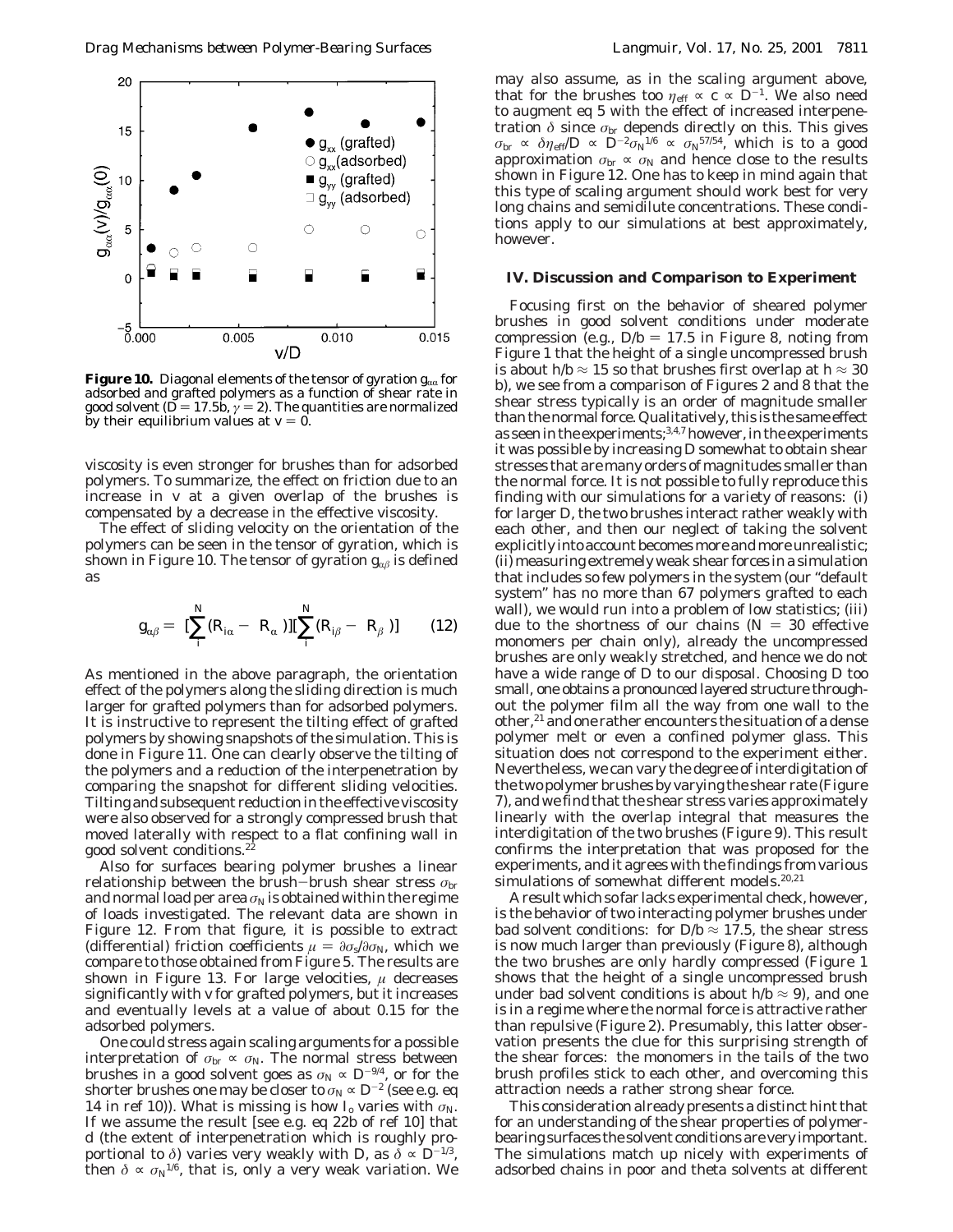**Figure 10.** Diagonal elements of the tensor of gyration $g_{\alpha\alpha}$ for adsorbed and grafted polymers as a function of shear rate in good solvent ($D = 17.5b$, $\gamma = 2$). The quantities are normalized by their equilibrium values at $v = 0$.

viscosity is even stronger for brushes than for adsorbed polymers. To summarize, the effect on friction due to an increase in $v$ at a given overlap of the brushes is compensated by a decrease in the effective viscosity.

The effect of sliding velocity on the orientation of the polymers can be seen in the tensor of gyration, which is shown in Figure 10. The tensor of gyration $g_{\alpha\beta}$ is defined as

$$g_{\alpha\beta} = \left[\sum_i^N (R_{i\alpha} - \langle R_\alpha \rangle)\right]\left[\sum_i^N (R_{i\beta} - \langle R_\beta \rangle)\right] \qquad (12)$$

As mentioned in the above paragraph, the orientation effect of the polymers along the sliding direction is much larger for grafted polymers than for adsorbed polymers. It is instructive to represent the tilting effect of grafted polymers by showing snapshots of the simulation. This is done in Figure 11. One can clearly observe the tilting of the polymers and a reduction of the interpenetration by comparing the snapshot for different sliding velocities. Tilting and subsequent reduction in the effective viscosity were also observed for a strongly compressed brush that moved laterally with respect to a flat confining wall in good solvent conditions.[22]

Also for surfaces bearing polymer brushes a linear relationship between the brush–brush shear stress $\sigma_{br}$ and normal load per area $\sigma_N$ is obtained within the regime of loads investigated. The relevant data are shown in Figure 12. From that figure, it is possible to extract (differential) friction coefficients $\mu = \partial\sigma_s/\partial\sigma_N$, which we compare to those obtained from Figure 5. The results are shown in Figure 13. For large velocities, $\mu$ decreases significantly with $v$ for grafted polymers, but it increases and eventually levels at a value of about 0.15 for the adsorbed polymers.

One could stress again scaling arguments for a possible interpretation of $\sigma_{br} \propto \sigma_N$. The normal stress between brushes in a good solvent goes as $\sigma_N \propto D^{-9/4}$, or for the shorter brushes one may be closer to $\sigma_N \propto D^{-2}$ (see e.g. eq 14 in ref 10)). What is missing is how $I_o$ varies with $\sigma_N$. If we assume the result [see e.g. eq 22b of ref 10] that $d$ (the extent of interpenetration which is roughly proportional to $\delta$) varies very weakly with $D$, as $\delta \propto D^{-1/3}$, then $\delta \propto \sigma_N^{1/6}$, that is, only a very weak variation. We may also assume, as in the scaling argument above, that for the brushes too $\eta_{eff} \propto c \propto D^{-1}$. We also need to augment eq 5 with the effect of increased interpenetration $\delta$ since $\sigma_{br}$ depends directly on this. This gives $\sigma_{br} \propto \delta\eta_{eff}/D \propto D^{-2}\sigma_N^{1/6} \propto \sigma_N^{57/54}$, which is to a good approximation $\sigma_{br} \propto \sigma_N$ and hence close to the results shown in Figure 12. One has to keep in mind again that this type of scaling argument should work best for very long chains and semidilute concentrations. These conditions apply to our simulations at best approximately, however.

## IV. Discussion and Comparison to Experiment

Focusing first on the behavior of sheared polymer brushes in good solvent conditions under moderate compression (e.g., $D/b = 17.5$ in Figure 8, noting from Figure 1 that the height of a single uncompressed brush is about $h/b \approx 15$ so that brushes first overlap at $h \approx 30$ b), we see from a comparison of Figures 2 and 8 that the shear stress typically is an order of magnitude smaller than the normal force. Qualitatively, this is the same effect as seen in the experiments;[3,4,7] however, in the experiments it was possible by increasing $D$ somewhat to obtain shear stresses that are many orders of magnitudes smaller than the normal force. It is not possible to fully reproduce this finding with our simulations for a variety of reasons: (i) for larger $D$, the two brushes interact rather weakly with each other, and then our neglect of taking the solvent explicitly into account becomes more and more unrealistic; (ii) measuring extremely weak shear forces in a simulation that includes so few polymers in the system (our "default system" has no more than 67 polymers grafted to each wall), we would run into a problem of low statistics; (iii) due to the shortness of our chains ($N = 30$ effective monomers per chain only), already the uncompressed brushes are only weakly stretched, and hence we do not have a wide range of $D$ to our disposal. Choosing $D$ too small, one obtains a pronounced layered structure throughout the polymer film all the way from one wall to the other,[21] and one rather encounters the situation of a dense polymer melt or even a confined polymer glass. This situation does not correspond to the experiment either. Nevertheless, we can vary the degree of interdigitation of the two polymer brushes by varying the shear rate (Figure 7), and we find that the shear stress varies approximately linearly with the overlap integral that measures the interdigitation of the two brushes (Figure 9). This result confirms the interpretation that was proposed for the experiments, and it agrees with the findings from various simulations of somewhat different models.[20,21]

A result which so far lacks experimental check, however, is the behavior of two interacting polymer brushes under bad solvent conditions: for $D/b \approx 17.5$, the shear stress is now much larger than previously (Figure 8), although the two brushes are only hardly compressed (Figure 1 shows that the height of a single uncompressed brush under bad solvent conditions is about $h/b \approx 9$), and one is in a regime where the normal force is attractive rather than repulsive (Figure 2). Presumably, this latter observation presents the clue for this surprising strength of the shear forces: the monomers in the tails of the two brush profiles stick to each other, and overcoming this attraction needs a rather strong shear force.

This consideration already presents a distinct hint that for an understanding of the shear properties of polymer-bearing surfaces the solvent conditions are very important. The simulations match up nicely with experiments of adsorbed chains in poor and theta solvents at different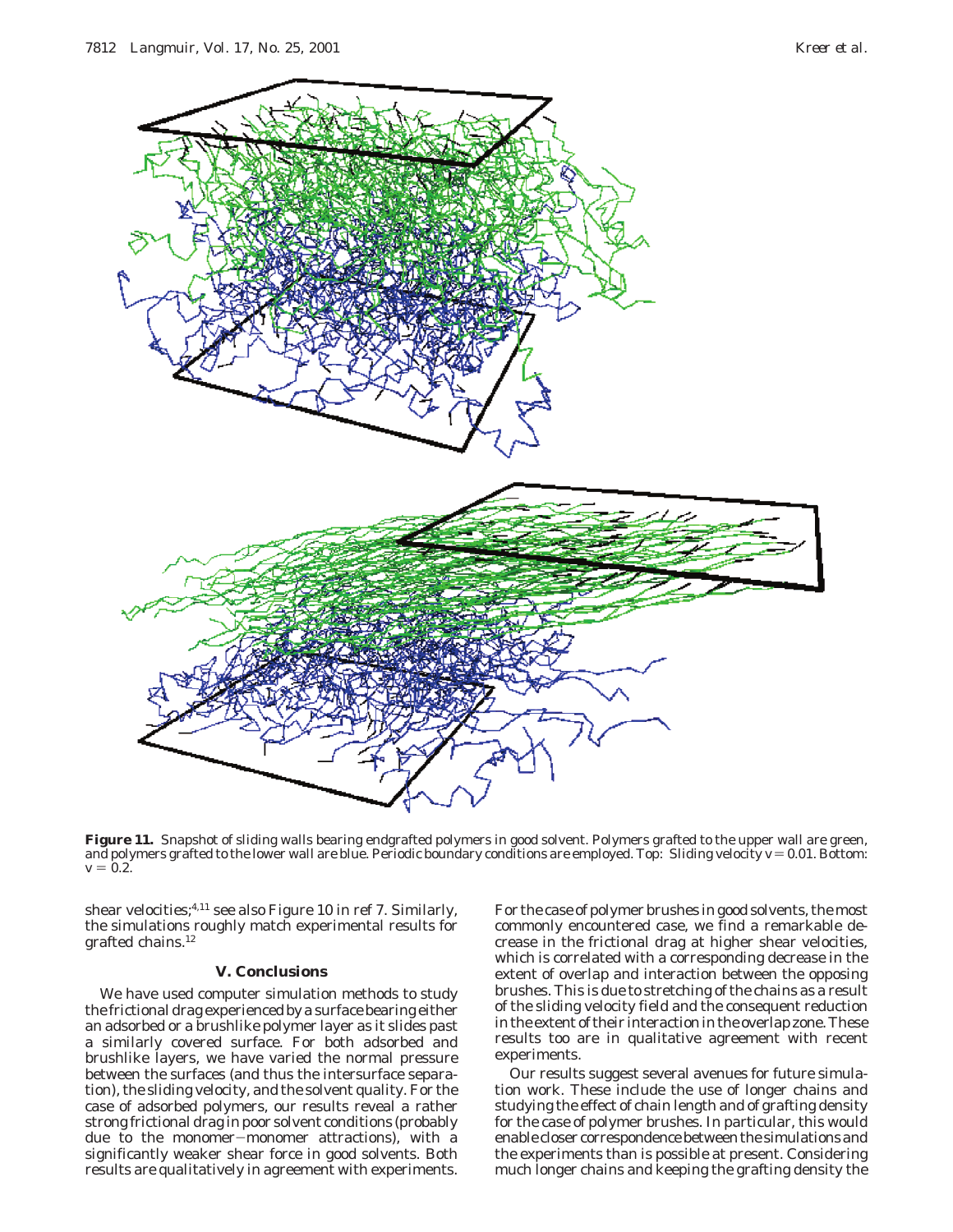**Figure 11.** Snapshot of sliding walls bearing endgrafted polymers in good solvent. Polymers grafted to the upper wall are green, and polymers grafted to the lower wall are blue. Periodic boundary conditions are employed. Top: Sliding velocity $v = 0.01$. Bottom: $v = 0.2$.

shear velocities;[4,11] see also Figure 10 in ref 7. Similarly, the simulations roughly match experimental results for grafted chains.[12]

### V. Conclusions

We have used computer simulation methods to study the frictional drag experienced by a surface bearing either an adsorbed or a brushlike polymer layer as it slides past a similarly covered surface. For both adsorbed and brushlike layers, we have varied the normal pressure between the surfaces (and thus the intersurface separation), the sliding velocity, and the solvent quality. For the case of adsorbed polymers, our results reveal a rather strong frictional drag in poor solvent conditions (probably due to the monomer−monomer attractions), with a significantly weaker shear force in good solvents. Both results are qualitatively in agreement with experiments. For the case of polymer brushes in good solvents, the most commonly encountered case, we find a remarkable decrease in the frictional drag at higher shear velocities, which is correlated with a corresponding decrease in the extent of overlap and interaction between the opposing brushes. This is due to stretching of the chains as a result of the sliding velocity field and the consequent reduction in the extent of their interaction in the overlap zone. These results too are in qualitative agreement with recent experiments.

Our results suggest several avenues for future simulation work. These include the use of longer chains and studying the effect of chain length and of grafting density for the case of polymer brushes. In particular, this would enable closer correspondence between the simulations and the experiments than is possible at present. Considering much longer chains and keeping the grafting density the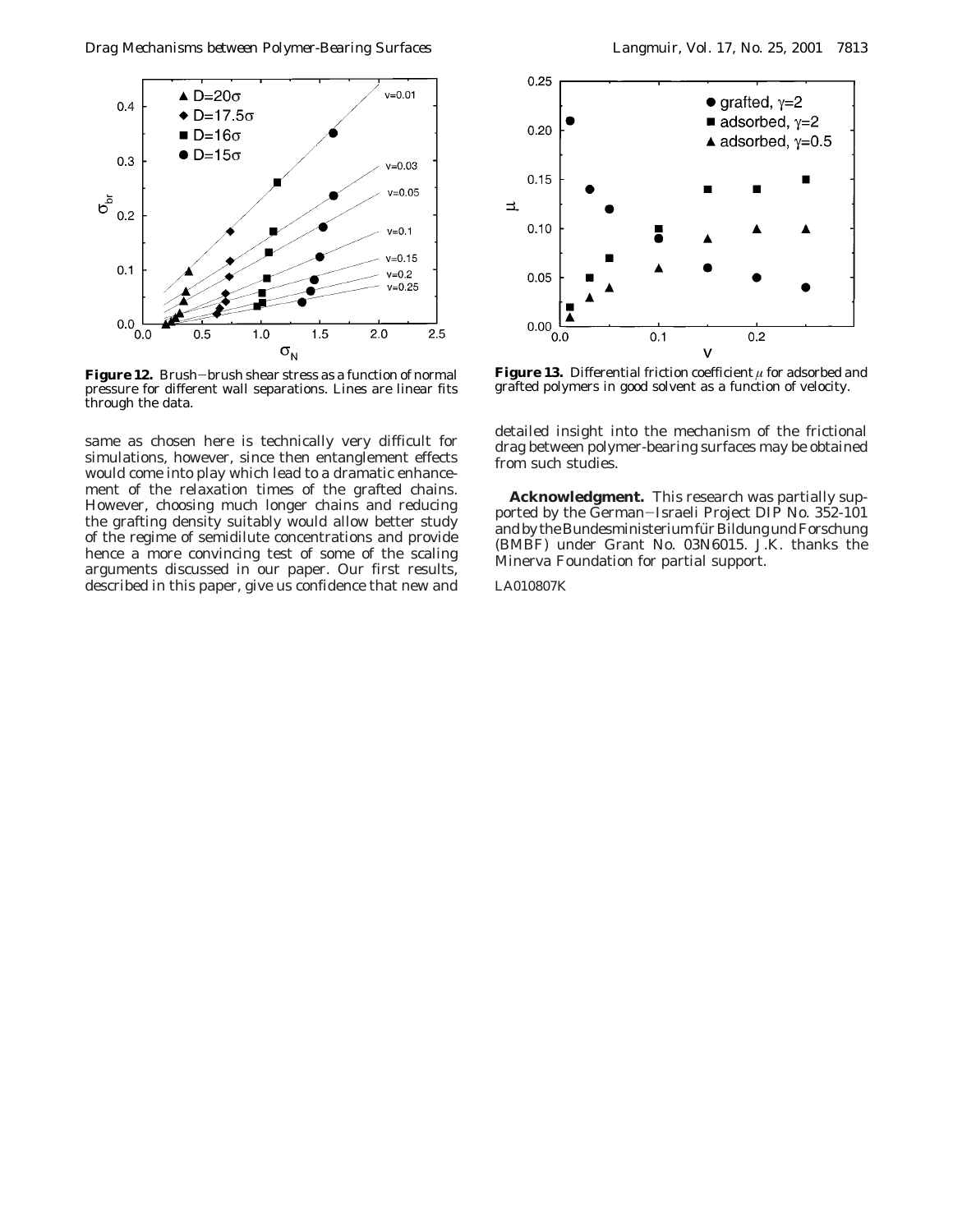▲ D=20σ
◆ D=17.5σ
■ D=16σ
● D=15σ

v=0.01
v=0.03
v=0.05
v=0.1
v=0.15
v=0.2
v=0.25

$\sigma_{br}$

$\sigma_N$

0.0 0.5 1.0 1.5 2.0 2.5

0.0 0.1 0.2 0.3 0.4

**Figure 12.** Brush–brush shear stress as a function of normal pressure for different wall separations. Lines are linear fits through the data.

● grafted, γ=2
■ adsorbed, γ=2
▲ adsorbed, γ=0.5

μ

v

0.0 0.1 0.2

0.00 0.05 0.10 0.15 0.20 0.25

**Figure 13.** Differential friction coefficient $\mu$ for adsorbed and grafted polymers in good solvent as a function of velocity.

same as chosen here is technically very difficult for simulations, however, since then entanglement effects would come into play which lead to a dramatic enhancement of the relaxation times of the grafted chains. However, choosing much longer chains and reducing the grafting density suitably would allow better study of the regime of semidilute concentrations and provide hence a more convincing test of some of the scaling arguments discussed in our paper. Our first results, described in this paper, give us confidence that new and detailed insight into the mechanism of the frictional drag between polymer-bearing surfaces may be obtained from such studies.

**Acknowledgment.** This research was partially supported by the German–Israeli Project DIP No. 352-101 and by the Bundesministerium für Bildung und Forschung (BMBF) under Grant No. 03N6015. J.K. thanks the Minerva Foundation for partial support.

LA010807K